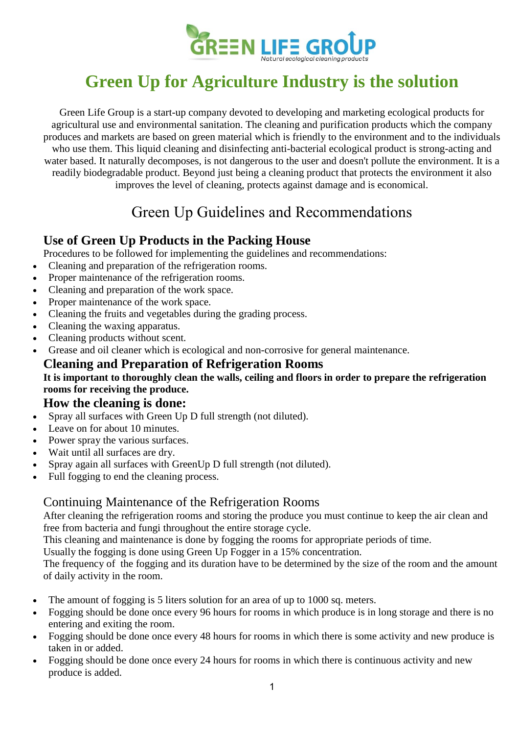# Green Up for Agriculture Industry is the solution

Green Life Group is a start-up company devoted to developing and marketing ecological products for agricultural use and environmental sanitation. The cleaning and purification products which the company produces and markets are based on green material which is friendly to the environment and to the individuals who use them. This liquid cleaning and disinfecting anti-bacterial ecological product is strong-acting and water based. It naturally decomposes, is not dangerous to the user and doesn't pollute the environment. It is a readily biodegradable product. Beyond just being a cleaning product that protects the environment it also improves the level of cleaning, protects against damage and is economical.

## Green Up Guidelines and Recommendations

### Use of Green Up Products in the Packing House

Procedures to be followed for implementing the guidelines and recommendations:

- Cleaning and preparation of the refrigeration rooms.
- Proper maintenance of the refrigeration rooms.
- Cleaning and preparation of the work space.
- Proper maintenance of the work space.
- Cleaning the fruits and vegetables during the grading process.
- Cleaning the waxing apparatus.
- Cleaning products without scent.
- Grease and oil cleaner which is ecological and non-corrosive for general maintenance.

### Cleaning and Preparation of Refrigeration Rooms

**It is important to thoroughly clean the walls, ceiling and floors in order to prepare the refrigeration rooms for receiving the produce.**

### How the cleaning is done:

- Spray all surfaces with Green Up D full strength (not diluted).
- Leave on for about 10 minutes.
- Power spray the various surfaces.
- Wait until all surfaces are dry.
- Spray again all surfaces with GreenUp D full strength (not diluted).
- Full fogging to end the cleaning process.

### Continuing Maintenance of the Refrigeration Rooms

After cleaning the refrigeration rooms and storing the produce you must continue to keep the air clean and free from bacteria and fungi throughout the entire storage cycle.
This cleaning and maintenance is done by fogging the rooms for appropriate periods of time.
Usually the fogging is done using Green Up Fogger in a 15% concentration.
The frequency of the fogging and its duration have to be determined by the size of the room and the amount of daily activity in the room.

- The amount of fogging is 5 liters solution for an area of up to 1000 sq. meters.
- Fogging should be done once every 96 hours for rooms in which produce is in long storage and there is no entering and exiting the room.
- Fogging should be done once every 48 hours for rooms in which there is some activity and new produce is taken in or added.
- Fogging should be done once every 24 hours for rooms in which there is continuous activity and new produce is added.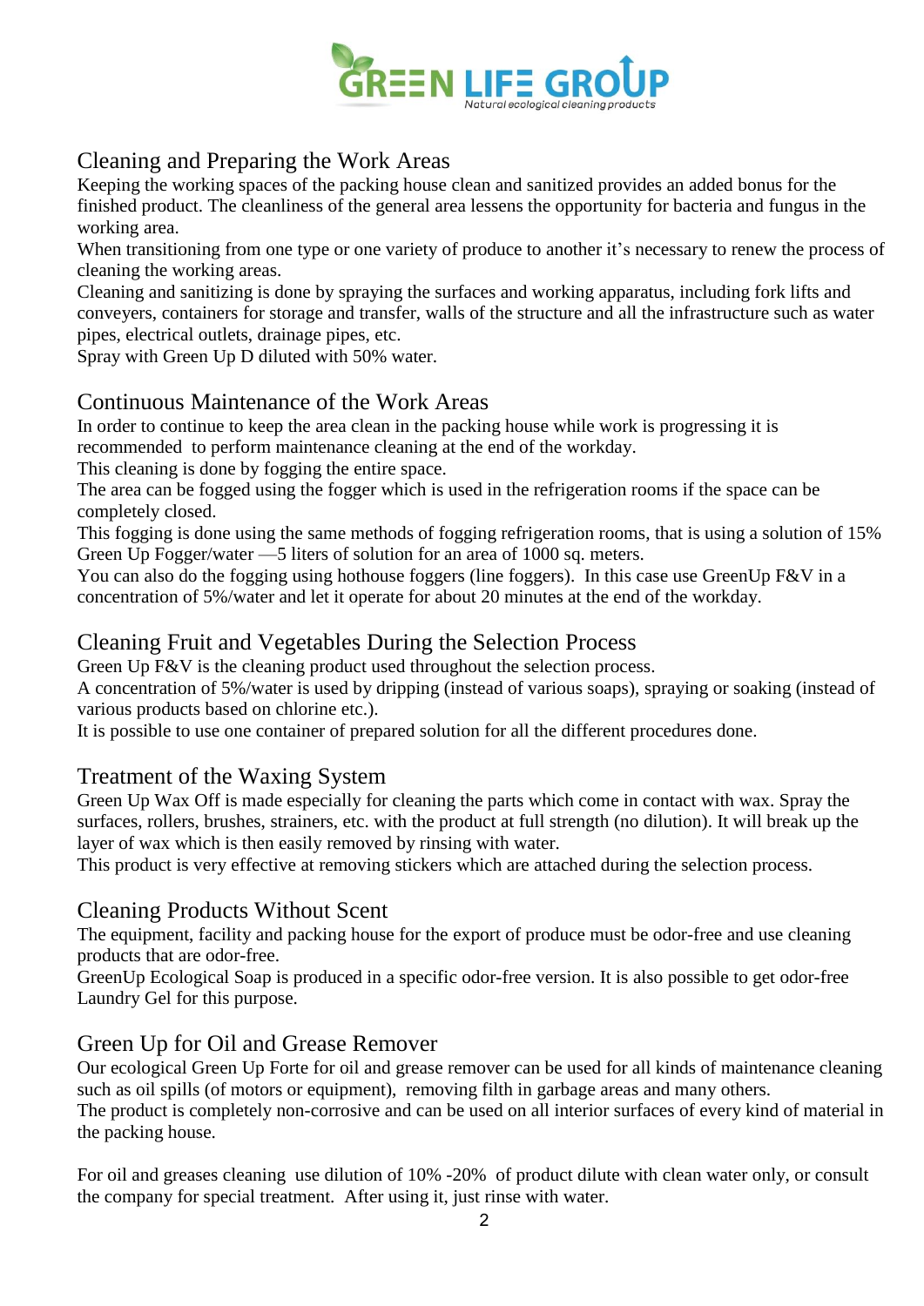## Cleaning and Preparing the Work Areas

Keeping the working spaces of the packing house clean and sanitized provides an added bonus for the finished product. The cleanliness of the general area lessens the opportunity for bacteria and fungus in the working area.

When transitioning from one type or one variety of produce to another it's necessary to renew the process of cleaning the working areas.

Cleaning and sanitizing is done by spraying the surfaces and working apparatus, including fork lifts and conveyers, containers for storage and transfer, walls of the structure and all the infrastructure such as water pipes, electrical outlets, drainage pipes, etc.

Spray with Green Up D diluted with 50% water.

## Continuous Maintenance of the Work Areas

In order to continue to keep the area clean in the packing house while work is progressing it is recommended to perform maintenance cleaning at the end of the workday.

This cleaning is done by fogging the entire space.

The area can be fogged using the fogger which is used in the refrigeration rooms if the space can be completely closed.

This fogging is done using the same methods of fogging refrigeration rooms, that is using a solution of 15% Green Up Fogger/water —5 liters of solution for an area of 1000 sq. meters.

You can also do the fogging using hothouse foggers (line foggers). In this case use GreenUp F&V in a concentration of 5%/water and let it operate for about 20 minutes at the end of the workday.

## Cleaning Fruit and Vegetables During the Selection Process

Green Up F&V is the cleaning product used throughout the selection process.

A concentration of 5%/water is used by dripping (instead of various soaps), spraying or soaking (instead of various products based on chlorine etc.).

It is possible to use one container of prepared solution for all the different procedures done.

## Treatment of the Waxing System

Green Up Wax Off is made especially for cleaning the parts which come in contact with wax. Spray the surfaces, rollers, brushes, strainers, etc. with the product at full strength (no dilution). It will break up the layer of wax which is then easily removed by rinsing with water.

This product is very effective at removing stickers which are attached during the selection process.

## Cleaning Products Without Scent

The equipment, facility and packing house for the export of produce must be odor-free and use cleaning products that are odor-free.

GreenUp Ecological Soap is produced in a specific odor-free version. It is also possible to get odor-free Laundry Gel for this purpose.

## Green Up for Oil and Grease Remover

Our ecological Green Up Forte for oil and grease remover can be used for all kinds of maintenance cleaning such as oil spills (of motors or equipment), removing filth in garbage areas and many others.

The product is completely non-corrosive and can be used on all interior surfaces of every kind of material in the packing house.

For oil and greases cleaning use dilution of 10% -20% of product dilute with clean water only, or consult the company for special treatment. After using it, just rinse with water.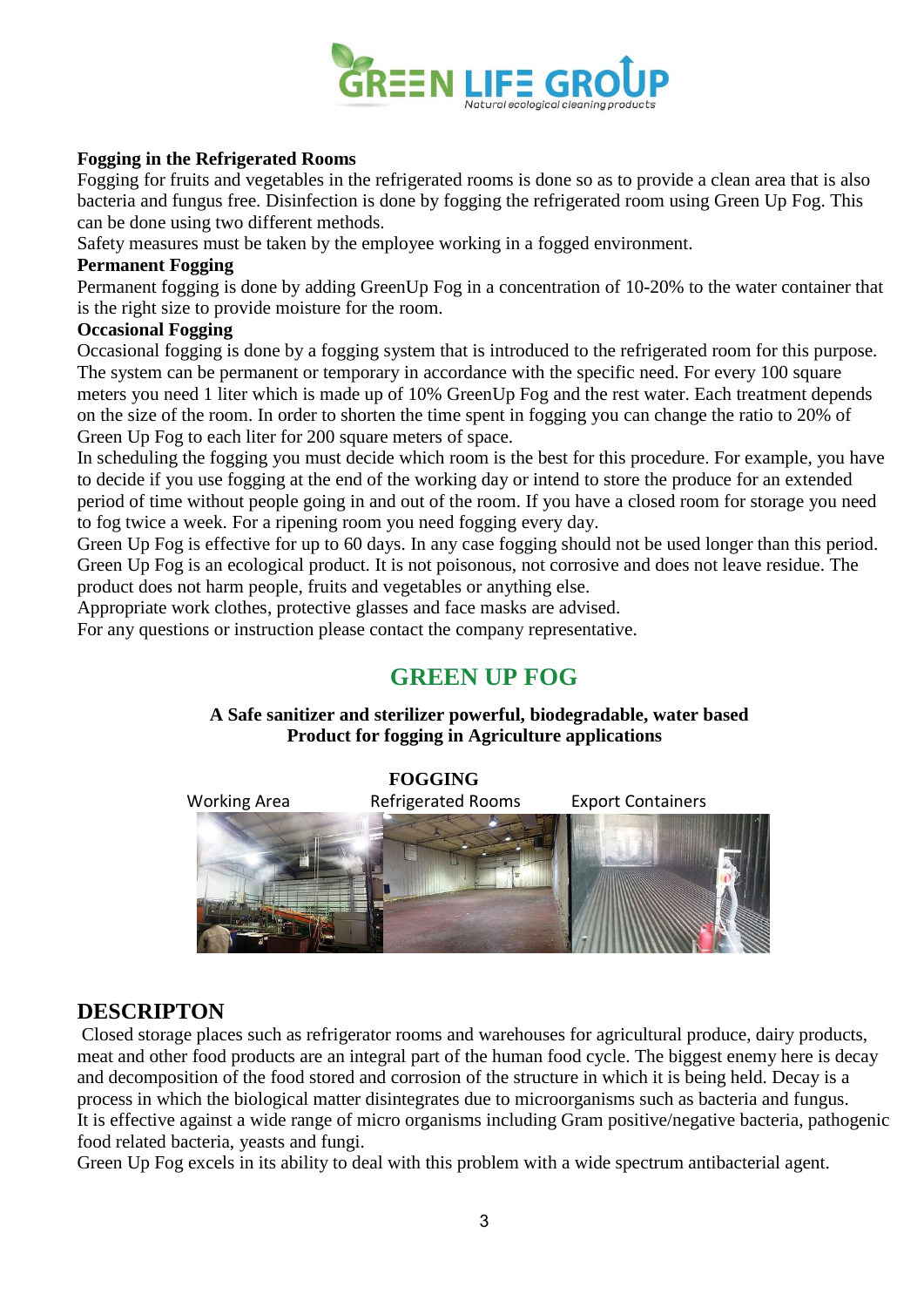**Fogging in the Refrigerated Rooms**

Fogging for fruits and vegetables in the refrigerated rooms is done so as to provide a clean area that is also bacteria and fungus free. Disinfection is done by fogging the refrigerated room using Green Up Fog. This can be done using two different methods.

Safety measures must be taken by the employee working in a fogged environment.

**Permanent Fogging**

Permanent fogging is done by adding GreenUp Fog in a concentration of 10-20% to the water container that is the right size to provide moisture for the room.

**Occasional Fogging**

Occasional fogging is done by a fogging system that is introduced to the refrigerated room for this purpose. The system can be permanent or temporary in accordance with the specific need. For every 100 square meters you need 1 liter which is made up of 10% GreenUp Fog and the rest water. Each treatment depends on the size of the room. In order to shorten the time spent in fogging you can change the ratio to 20% of Green Up Fog to each liter for 200 square meters of space.

In scheduling the fogging you must decide which room is the best for this procedure. For example, you have to decide if you use fogging at the end of the working day or intend to store the produce for an extended period of time without people going in and out of the room. If you have a closed room for storage you need to fog twice a week. For a ripening room you need fogging every day.

Green Up Fog is effective for up to 60 days. In any case fogging should not be used longer than this period. Green Up Fog is an ecological product. It is not poisonous, not corrosive and does not leave residue. The product does not harm people, fruits and vegetables or anything else.

Appropriate work clothes, protective glasses and face masks are advised.

For any questions or instruction please contact the company representative.

## GREEN UP FOG

**A Safe sanitizer and sterilizer powerful, biodegradable, water based Product for fogging in Agriculture applications**

**FOGGING**

Working Area | Refrigerated Rooms | Export Containers

## DESCRIPTON

Closed storage places such as refrigerator rooms and warehouses for agricultural produce, dairy products, meat and other food products are an integral part of the human food cycle. The biggest enemy here is decay and decomposition of the food stored and corrosion of the structure in which it is being held. Decay is a process in which the biological matter disintegrates due to microorganisms such as bacteria and fungus.

It is effective against a wide range of micro organisms including Gram positive/negative bacteria, pathogenic food related bacteria, yeasts and fungi.

Green Up Fog excels in its ability to deal with this problem with a wide spectrum antibacterial agent.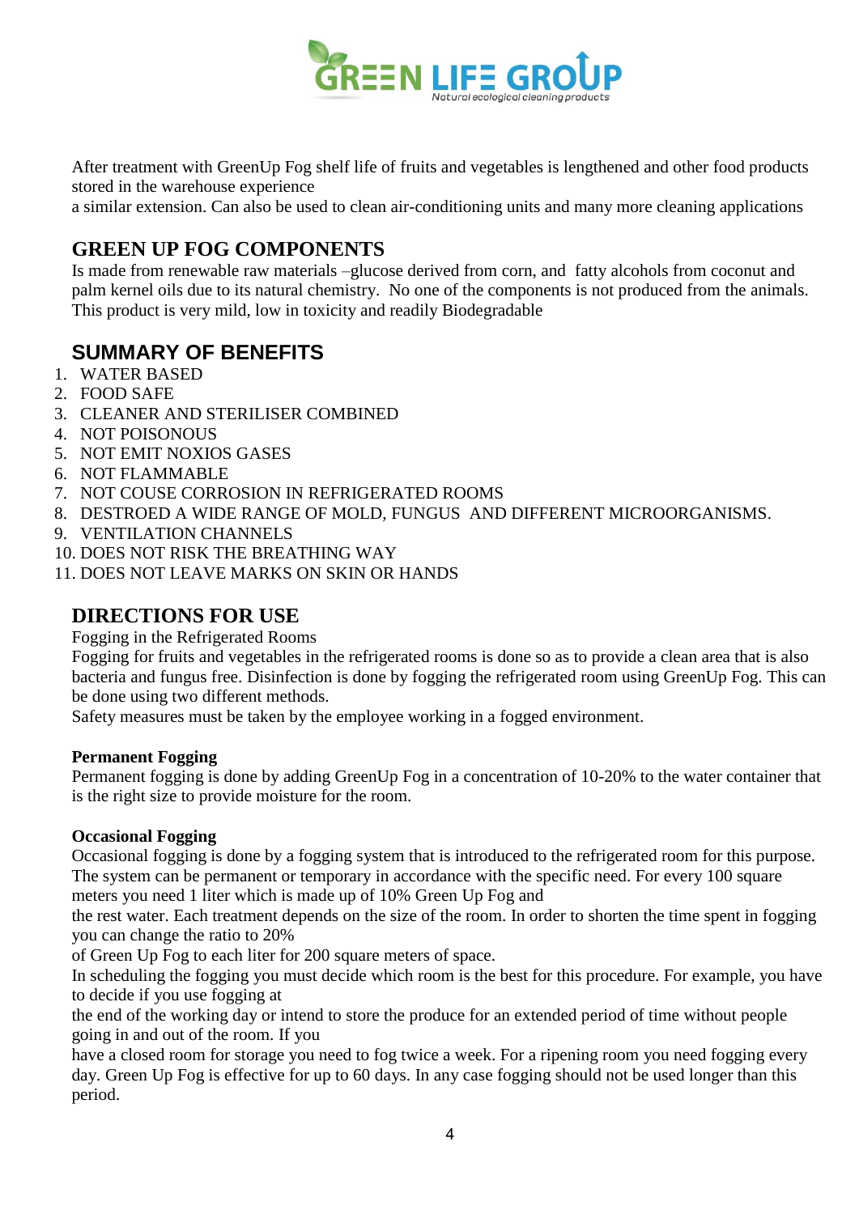After treatment with GreenUp Fog shelf life of fruits and vegetables is lengthened and other food products stored in the warehouse experience
a similar extension. Can also be used to clean air-conditioning units and many more cleaning applications

## GREEN UP FOG COMPONENTS

Is made from renewable raw materials –glucose derived from corn, and fatty alcohols from coconut and palm kernel oils due to its natural chemistry. No one of the components is not produced from the animals. This product is very mild, low in toxicity and readily Biodegradable

## SUMMARY OF BENEFITS

1. WATER BASED
2. FOOD SAFE
3. CLEANER AND STERILISER COMBINED
4. NOT POISONOUS
5. NOT EMIT NOXIOS GASES
6. NOT FLAMMABLE
7. NOT COUSE CORROSION IN REFRIGERATED ROOMS
8. DESTROED A WIDE RANGE OF MOLD, FUNGUS AND DIFFERENT MICROORGANISMS.
9. VENTILATION CHANNELS
10. DOES NOT RISK THE BREATHING WAY
11. DOES NOT LEAVE MARKS ON SKIN OR HANDS

## DIRECTIONS FOR USE

Fogging in the Refrigerated Rooms
Fogging for fruits and vegetables in the refrigerated rooms is done so as to provide a clean area that is also bacteria and fungus free. Disinfection is done by fogging the refrigerated room using GreenUp Fog. This can be done using two different methods.
Safety measures must be taken by the employee working in a fogged environment.

**Permanent Fogging**
Permanent fogging is done by adding GreenUp Fog in a concentration of 10-20% to the water container that is the right size to provide moisture for the room.

**Occasional Fogging**
Occasional fogging is done by a fogging system that is introduced to the refrigerated room for this purpose. The system can be permanent or temporary in accordance with the specific need. For every 100 square meters you need 1 liter which is made up of 10% Green Up Fog and
the rest water. Each treatment depends on the size of the room. In order to shorten the time spent in fogging you can change the ratio to 20%
of Green Up Fog to each liter for 200 square meters of space.
In scheduling the fogging you must decide which room is the best for this procedure. For example, you have to decide if you use fogging at
the end of the working day or intend to store the produce for an extended period of time without people going in and out of the room. If you
have a closed room for storage you need to fog twice a week. For a ripening room you need fogging every day. Green Up Fog is effective for up to 60 days. In any case fogging should not be used longer than this period.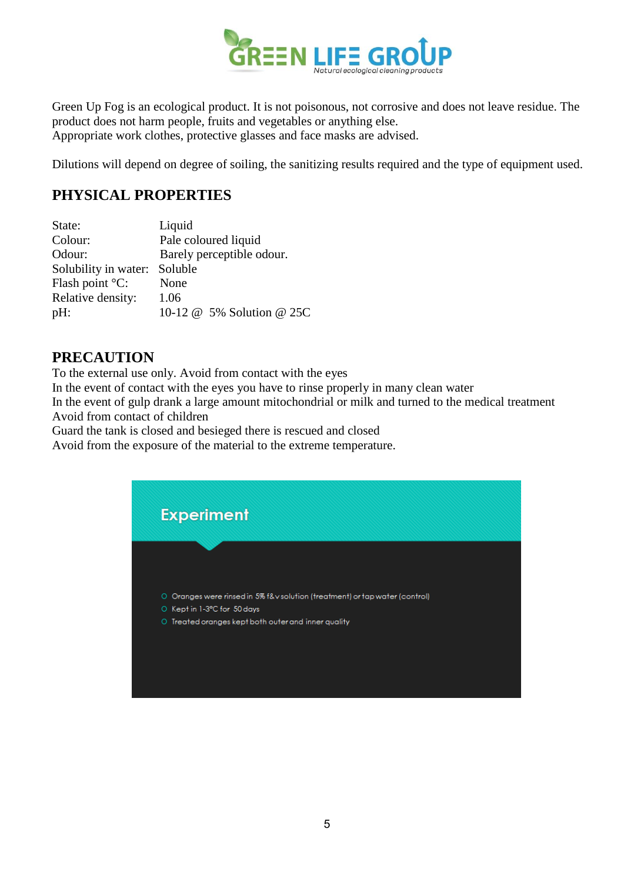Green Up Fog is an ecological product. It is not poisonous, not corrosive and does not leave residue. The product does not harm people, fruits and vegetables or anything else.
Appropriate work clothes, protective glasses and face masks are advised.

Dilutions will depend on degree of soiling, the sanitizing results required and the type of equipment used.

## PHYSICAL PROPERTIES

| | |
|---|---|
| State: | Liquid |
| Colour: | Pale coloured liquid |
| Odour: | Barely perceptible odour. |
| Solubility in water: | Soluble |
| Flash point °C: | None |
| Relative density: | 1.06 |
| pH: | 10-12 @ 5% Solution @ 25C |

## PRECAUTION

To the external use only. Avoid from contact with the eyes
In the event of contact with the eyes you have to rinse properly in many clean water
In the event of gulp drank a large amount mitochondrial or milk and turned to the medical treatment
Avoid from contact of children
Guard the tank is closed and besieged there is rescued and closed
Avoid from the exposure of the material to the extreme temperature.

### Experiment

- Oranges were rinsed in 5% f&v solution (treatment) or tap water (control)
- Kept in 1-3°C for 50 days
- Treated oranges kept both outer and inner quality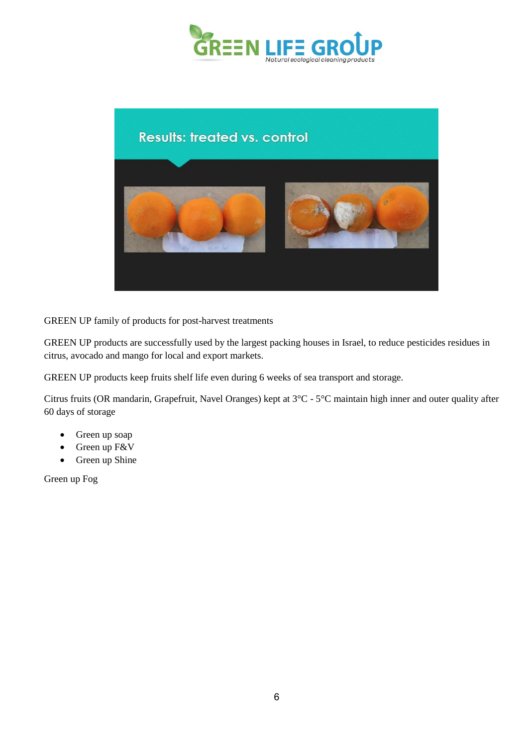GREEN UP family of products for post-harvest treatments

GREEN UP products are successfully used by the largest packing houses in Israel, to reduce pesticides residues in citrus, avocado and mango for local and export markets.

GREEN UP products keep fruits shelf life even during 6 weeks of sea transport and storage.

Citrus fruits (OR mandarin, Grapefruit, Navel Oranges) kept at 3°C - 5°C maintain high inner and outer quality after 60 days of storage

- Green up soap
- Green up F&V
- Green up Shine

Green up Fog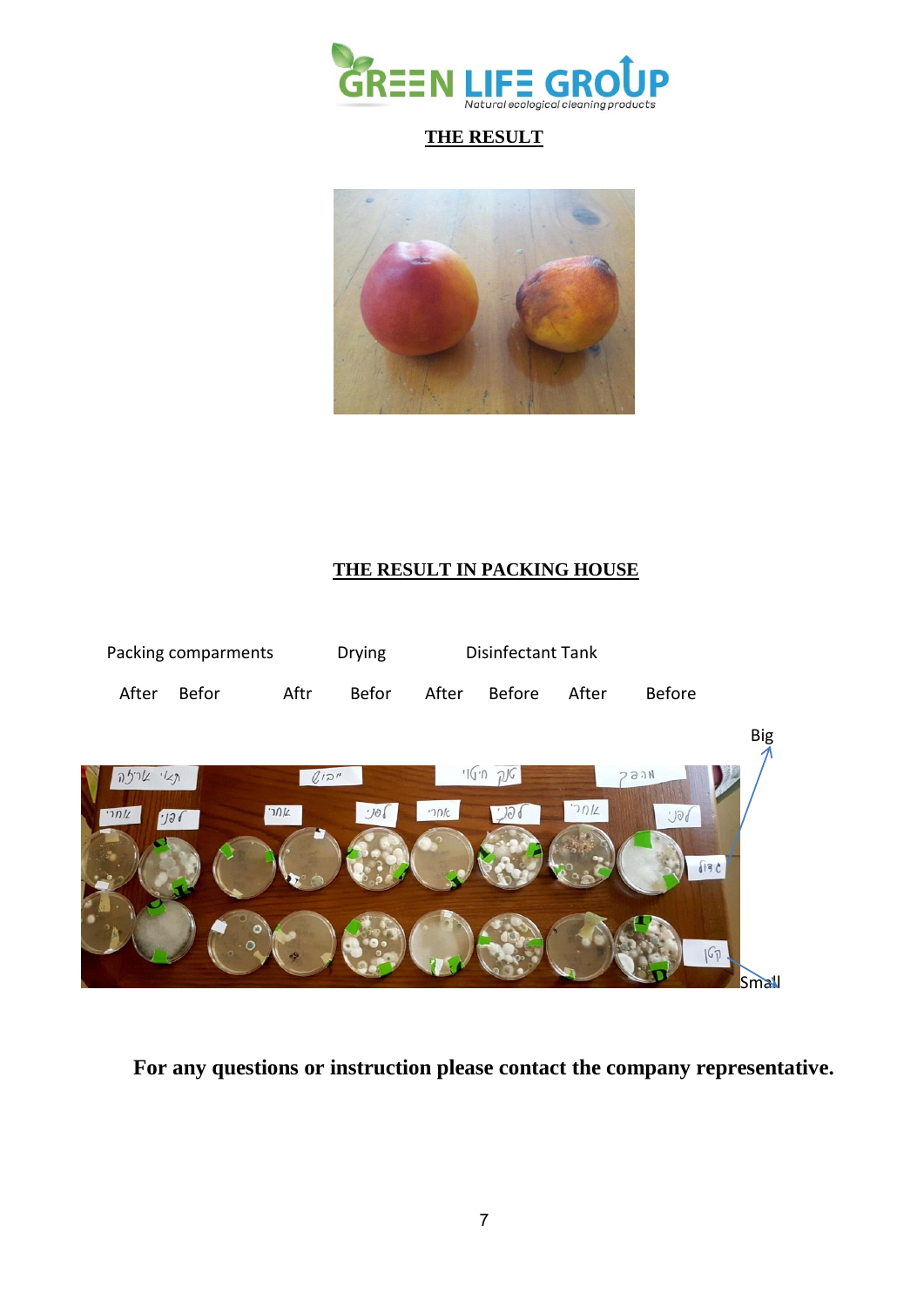## THE RESULT

## THE RESULT IN PACKING HOUSE

Packing comparments Drying Disinfectant Tank

After Befor Aftr Befor After Before After Before

Big

Small

**For any questions or instruction please contact the company representative.**